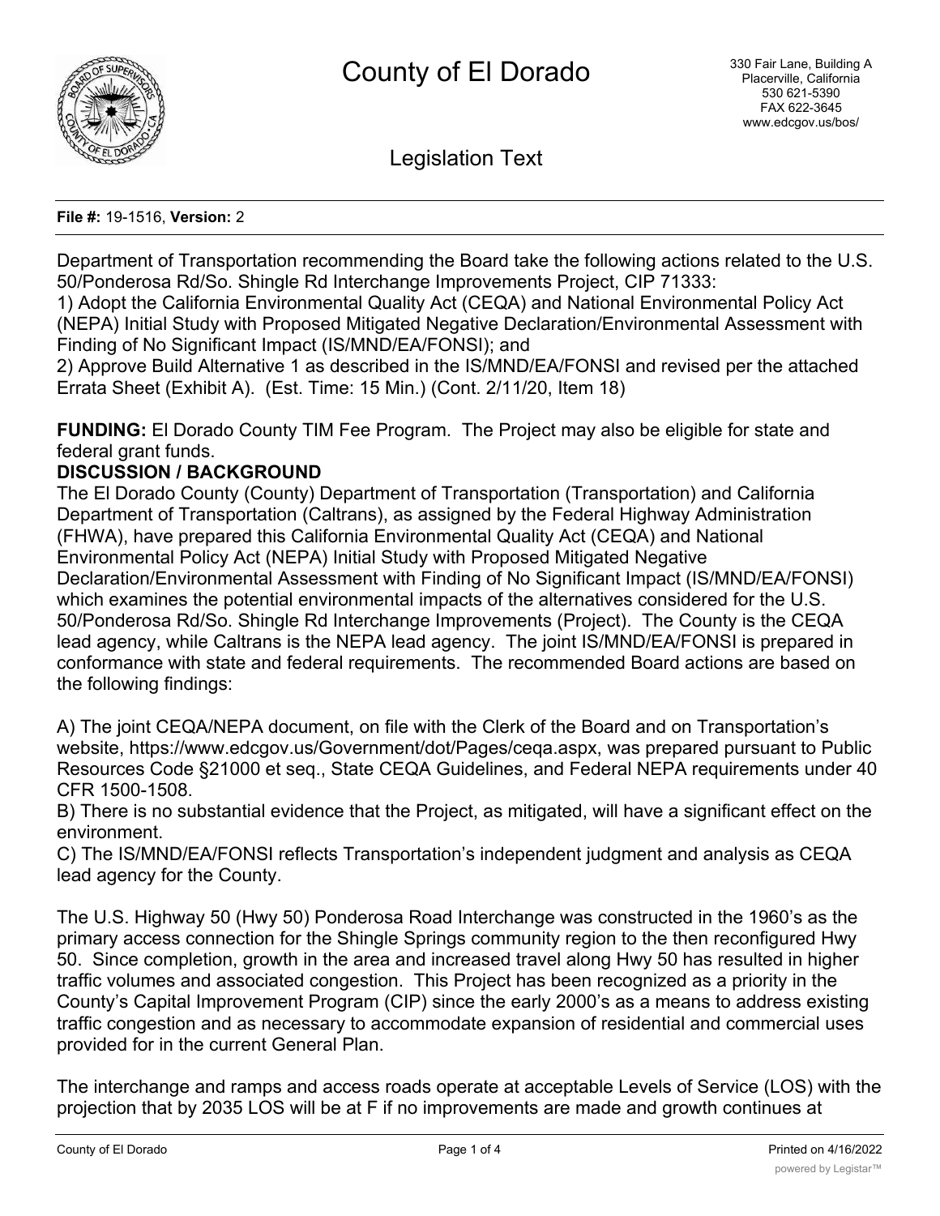# County of El Dorado

330 Fair Lane, Building A
Placerville, California
530 621-5390
FAX 622-3645
www.edcgov.us/bos/

## Legislation Text

**File #:** 19-1516, **Version:** 2

Department of Transportation recommending the Board take the following actions related to the U.S. 50/Ponderosa Rd/So. Shingle Rd Interchange Improvements Project, CIP 71333:
1) Adopt the California Environmental Quality Act (CEQA) and National Environmental Policy Act (NEPA) Initial Study with Proposed Mitigated Negative Declaration/Environmental Assessment with Finding of No Significant Impact (IS/MND/EA/FONSI); and
2) Approve Build Alternative 1 as described in the IS/MND/EA/FONSI and revised per the attached Errata Sheet (Exhibit A). (Est. Time: 15 Min.) (Cont. 2/11/20, Item 18)

**FUNDING:** El Dorado County TIM Fee Program. The Project may also be eligible for state and federal grant funds.

**DISCUSSION / BACKGROUND**

The El Dorado County (County) Department of Transportation (Transportation) and California Department of Transportation (Caltrans), as assigned by the Federal Highway Administration (FHWA), have prepared this California Environmental Quality Act (CEQA) and National Environmental Policy Act (NEPA) Initial Study with Proposed Mitigated Negative Declaration/Environmental Assessment with Finding of No Significant Impact (IS/MND/EA/FONSI) which examines the potential environmental impacts of the alternatives considered for the U.S. 50/Ponderosa Rd/So. Shingle Rd Interchange Improvements (Project). The County is the CEQA lead agency, while Caltrans is the NEPA lead agency. The joint IS/MND/EA/FONSI is prepared in conformance with state and federal requirements. The recommended Board actions are based on the following findings:

A) The joint CEQA/NEPA document, on file with the Clerk of the Board and on Transportation's website, https://www.edcgov.us/Government/dot/Pages/ceqa.aspx, was prepared pursuant to Public Resources Code §21000 et seq., State CEQA Guidelines, and Federal NEPA requirements under 40 CFR 1500-1508.
B) There is no substantial evidence that the Project, as mitigated, will have a significant effect on the environment.
C) The IS/MND/EA/FONSI reflects Transportation's independent judgment and analysis as CEQA lead agency for the County.

The U.S. Highway 50 (Hwy 50) Ponderosa Road Interchange was constructed in the 1960's as the primary access connection for the Shingle Springs community region to the then reconfigured Hwy 50. Since completion, growth in the area and increased travel along Hwy 50 has resulted in higher traffic volumes and associated congestion. This Project has been recognized as a priority in the County's Capital Improvement Program (CIP) since the early 2000's as a means to address existing traffic congestion and as necessary to accommodate expansion of residential and commercial uses provided for in the current General Plan.

The interchange and ramps and access roads operate at acceptable Levels of Service (LOS) with the projection that by 2035 LOS will be at F if no improvements are made and growth continues at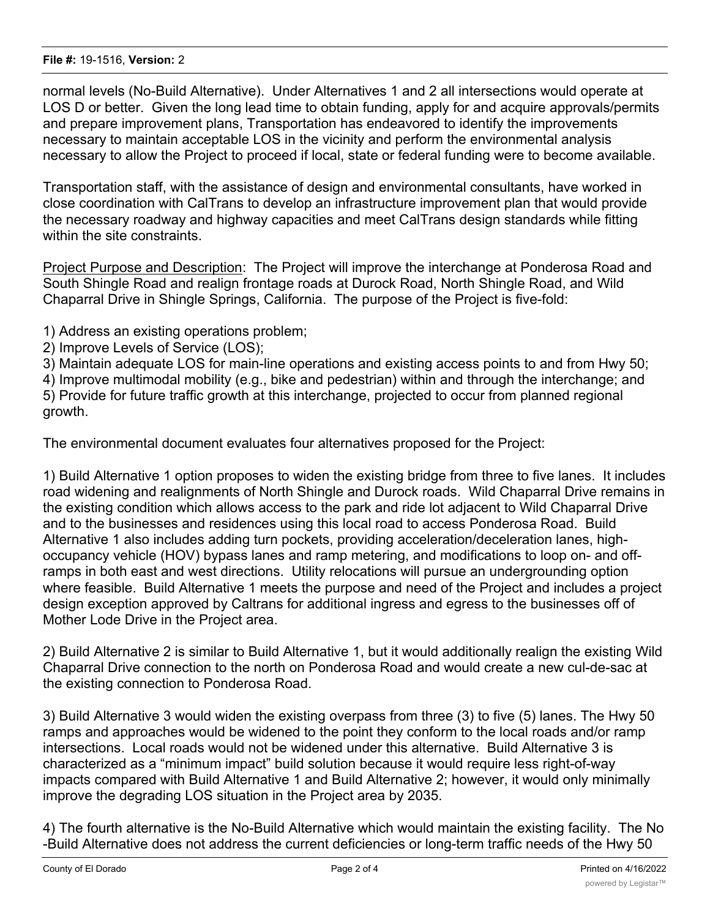normal levels (No-Build Alternative). Under Alternatives 1 and 2 all intersections would operate at LOS D or better. Given the long lead time to obtain funding, apply for and acquire approvals/permits and prepare improvement plans, Transportation has endeavored to identify the improvements necessary to maintain acceptable LOS in the vicinity and perform the environmental analysis necessary to allow the Project to proceed if local, state or federal funding were to become available.

Transportation staff, with the assistance of design and environmental consultants, have worked in close coordination with CalTrans to develop an infrastructure improvement plan that would provide the necessary roadway and highway capacities and meet CalTrans design standards while fitting within the site constraints.

Project Purpose and Description: The Project will improve the interchange at Ponderosa Road and South Shingle Road and realign frontage roads at Durock Road, North Shingle Road, and Wild Chaparral Drive in Shingle Springs, California. The purpose of the Project is five-fold:

1) Address an existing operations problem;
2) Improve Levels of Service (LOS);
3) Maintain adequate LOS for main-line operations and existing access points to and from Hwy 50;
4) Improve multimodal mobility (e.g., bike and pedestrian) within and through the interchange; and
5) Provide for future traffic growth at this interchange, projected to occur from planned regional growth.

The environmental document evaluates four alternatives proposed for the Project:

1) Build Alternative 1 option proposes to widen the existing bridge from three to five lanes. It includes road widening and realignments of North Shingle and Durock roads. Wild Chaparral Drive remains in the existing condition which allows access to the park and ride lot adjacent to Wild Chaparral Drive and to the businesses and residences using this local road to access Ponderosa Road. Build Alternative 1 also includes adding turn pockets, providing acceleration/deceleration lanes, high-occupancy vehicle (HOV) bypass lanes and ramp metering, and modifications to loop on- and off-ramps in both east and west directions. Utility relocations will pursue an undergrounding option where feasible. Build Alternative 1 meets the purpose and need of the Project and includes a project design exception approved by Caltrans for additional ingress and egress to the businesses off of Mother Lode Drive in the Project area.

2) Build Alternative 2 is similar to Build Alternative 1, but it would additionally realign the existing Wild Chaparral Drive connection to the north on Ponderosa Road and would create a new cul-de-sac at the existing connection to Ponderosa Road.

3) Build Alternative 3 would widen the existing overpass from three (3) to five (5) lanes. The Hwy 50 ramps and approaches would be widened to the point they conform to the local roads and/or ramp intersections. Local roads would not be widened under this alternative. Build Alternative 3 is characterized as a "minimum impact" build solution because it would require less right-of-way impacts compared with Build Alternative 1 and Build Alternative 2; however, it would only minimally improve the degrading LOS situation in the Project area by 2035.

4) The fourth alternative is the No-Build Alternative which would maintain the existing facility. The No-Build Alternative does not address the current deficiencies or long-term traffic needs of the Hwy 50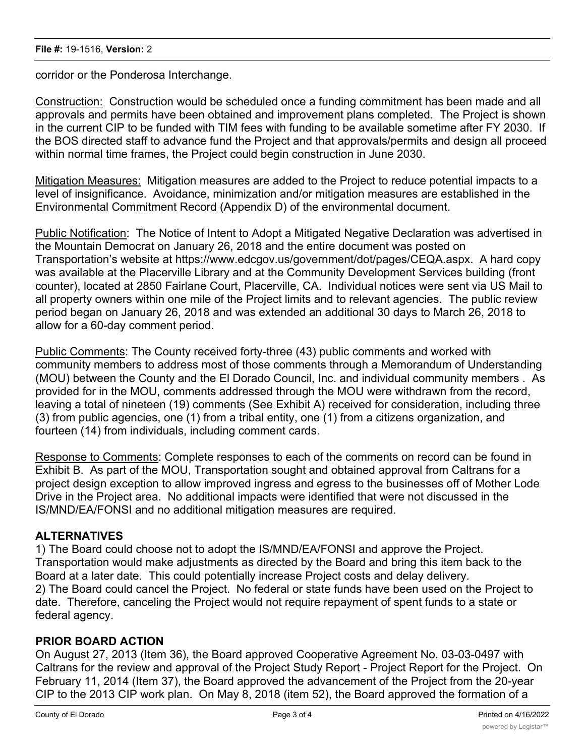corridor or the Ponderosa Interchange.

Construction: Construction would be scheduled once a funding commitment has been made and all approvals and permits have been obtained and improvement plans completed. The Project is shown in the current CIP to be funded with TIM fees with funding to be available sometime after FY 2030. If the BOS directed staff to advance fund the Project and that approvals/permits and design all proceed within normal time frames, the Project could begin construction in June 2030.

Mitigation Measures: Mitigation measures are added to the Project to reduce potential impacts to a level of insignificance. Avoidance, minimization and/or mitigation measures are established in the Environmental Commitment Record (Appendix D) of the environmental document.

Public Notification: The Notice of Intent to Adopt a Mitigated Negative Declaration was advertised in the Mountain Democrat on January 26, 2018 and the entire document was posted on Transportation's website at https://www.edcgov.us/government/dot/pages/CEQA.aspx. A hard copy was available at the Placerville Library and at the Community Development Services building (front counter), located at 2850 Fairlane Court, Placerville, CA. Individual notices were sent via US Mail to all property owners within one mile of the Project limits and to relevant agencies. The public review period began on January 26, 2018 and was extended an additional 30 days to March 26, 2018 to allow for a 60-day comment period.

Public Comments: The County received forty-three (43) public comments and worked with community members to address most of those comments through a Memorandum of Understanding (MOU) between the County and the El Dorado Council, Inc. and individual community members . As provided for in the MOU, comments addressed through the MOU were withdrawn from the record, leaving a total of nineteen (19) comments (See Exhibit A) received for consideration, including three (3) from public agencies, one (1) from a tribal entity, one (1) from a citizens organization, and fourteen (14) from individuals, including comment cards.

Response to Comments: Complete responses to each of the comments on record can be found in Exhibit B. As part of the MOU, Transportation sought and obtained approval from Caltrans for a project design exception to allow improved ingress and egress to the businesses off of Mother Lode Drive in the Project area. No additional impacts were identified that were not discussed in the IS/MND/EA/FONSI and no additional mitigation measures are required.

## ALTERNATIVES

1) The Board could choose not to adopt the IS/MND/EA/FONSI and approve the Project. Transportation would make adjustments as directed by the Board and bring this item back to the Board at a later date. This could potentially increase Project costs and delay delivery.
2) The Board could cancel the Project. No federal or state funds have been used on the Project to date. Therefore, canceling the Project would not require repayment of spent funds to a state or federal agency.

## PRIOR BOARD ACTION

On August 27, 2013 (Item 36), the Board approved Cooperative Agreement No. 03-03-0497 with Caltrans for the review and approval of the Project Study Report - Project Report for the Project. On February 11, 2014 (Item 37), the Board approved the advancement of the Project from the 20-year CIP to the 2013 CIP work plan. On May 8, 2018 (item 52), the Board approved the formation of a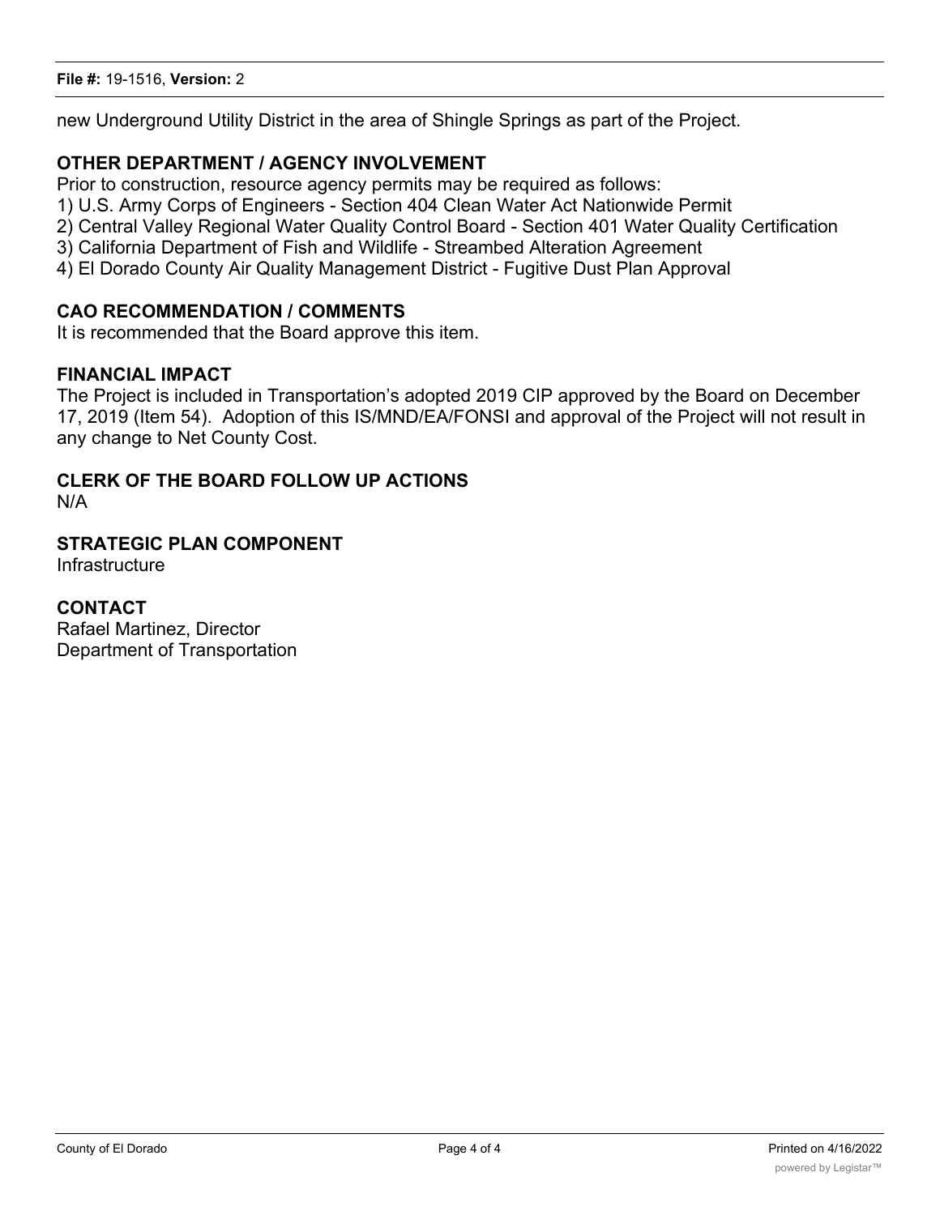new Underground Utility District in the area of Shingle Springs as part of the Project.

**OTHER DEPARTMENT / AGENCY INVOLVEMENT**

Prior to construction, resource agency permits may be required as follows:

1) U.S. Army Corps of Engineers - Section 404 Clean Water Act Nationwide Permit
2) Central Valley Regional Water Quality Control Board - Section 401 Water Quality Certification
3) California Department of Fish and Wildlife - Streambed Alteration Agreement
4) El Dorado County Air Quality Management District - Fugitive Dust Plan Approval

**CAO RECOMMENDATION / COMMENTS**

It is recommended that the Board approve this item.

**FINANCIAL IMPACT**

The Project is included in Transportation's adopted 2019 CIP approved by the Board on December 17, 2019 (Item 54). Adoption of this IS/MND/EA/FONSI and approval of the Project will not result in any change to Net County Cost.

**CLERK OF THE BOARD FOLLOW UP ACTIONS**

N/A

**STRATEGIC PLAN COMPONENT**

Infrastructure

**CONTACT**

Rafael Martinez, Director
Department of Transportation